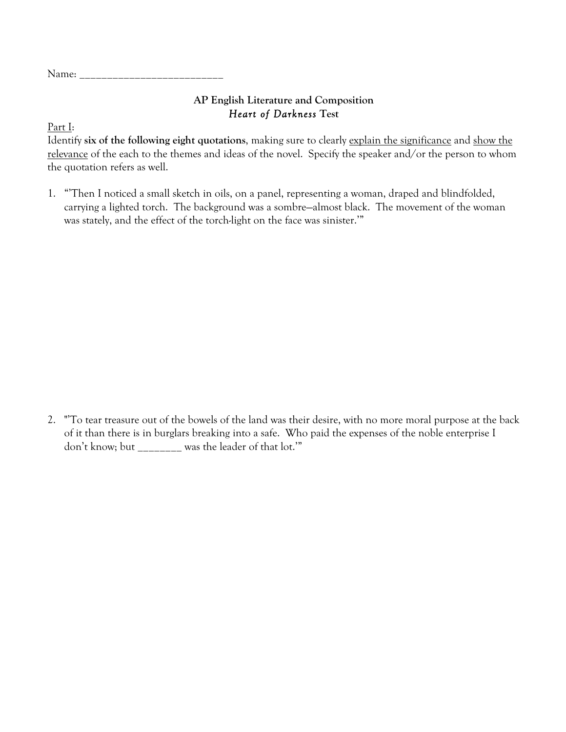Name: ___________________________

**AP English Literature and Composition**
***Heart of Darkness* Test**

Part I:
Identify **six of the following eight quotations**, making sure to clearly explain the significance and show the relevance of the each to the themes and ideas of the novel. Specify the speaker and/or the person to whom the quotation refers as well.

1. "'Then I noticed a small sketch in oils, on a panel, representing a woman, draped and blindfolded, carrying a lighted torch. The background was a sombre—almost black. The movement of the woman was stately, and the effect of the torch-light on the face was sinister.'"

2. "'To tear treasure out of the bowels of the land was their desire, with no more moral purpose at the back of it than there is in burglars breaking into a safe. Who paid the expenses of the noble enterprise I don't know; but ________ was the leader of that lot.'"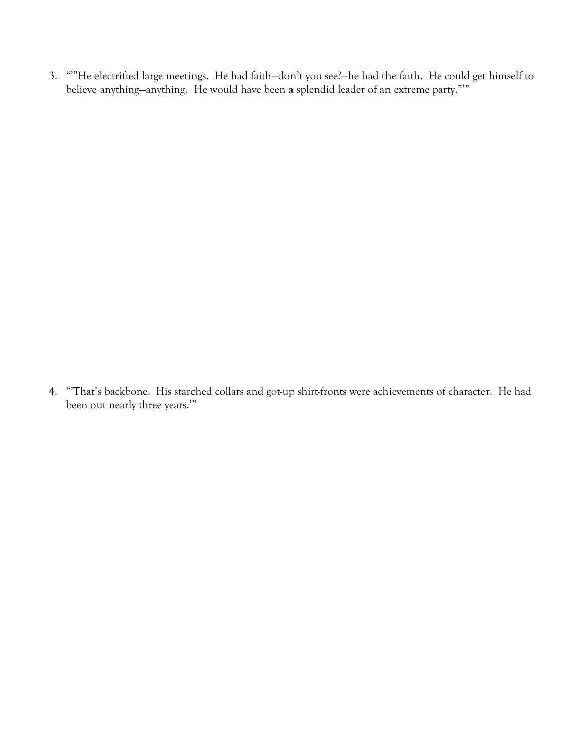3. “”He electrified large meetings. He had faith—don’t you see?—he had the faith. He could get himself to believe anything—anything. He would have been a splendid leader of an extreme party.”’”

4. “’That’s backbone. His starched collars and got-up shirt-fronts were achievements of character. He had been out nearly three years.’”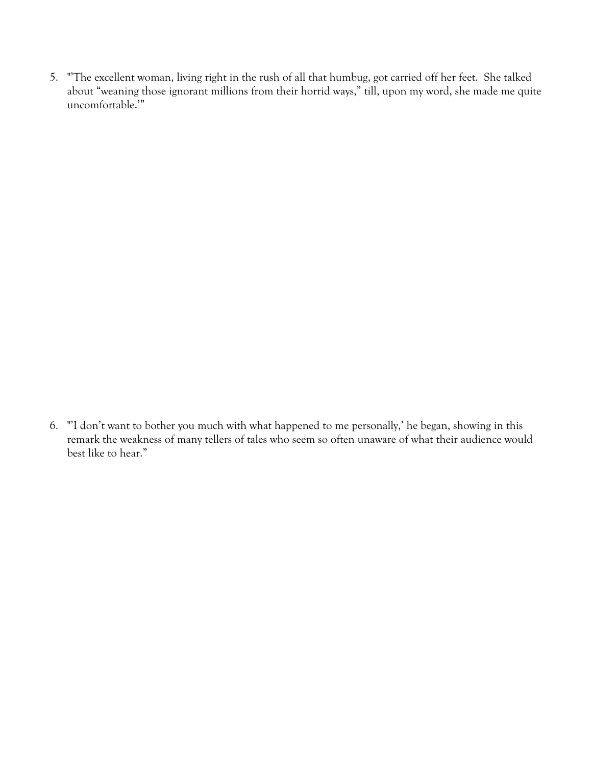5. "'The excellent woman, living right in the rush of all that humbug, got carried off her feet. She talked about "weaning those ignorant millions from their horrid ways," till, upon my word, she made me quite uncomfortable.'"

6. "'I don't want to bother you much with what happened to me personally,' he began, showing in this remark the weakness of many tellers of tales who seem so often unaware of what their audience would best like to hear."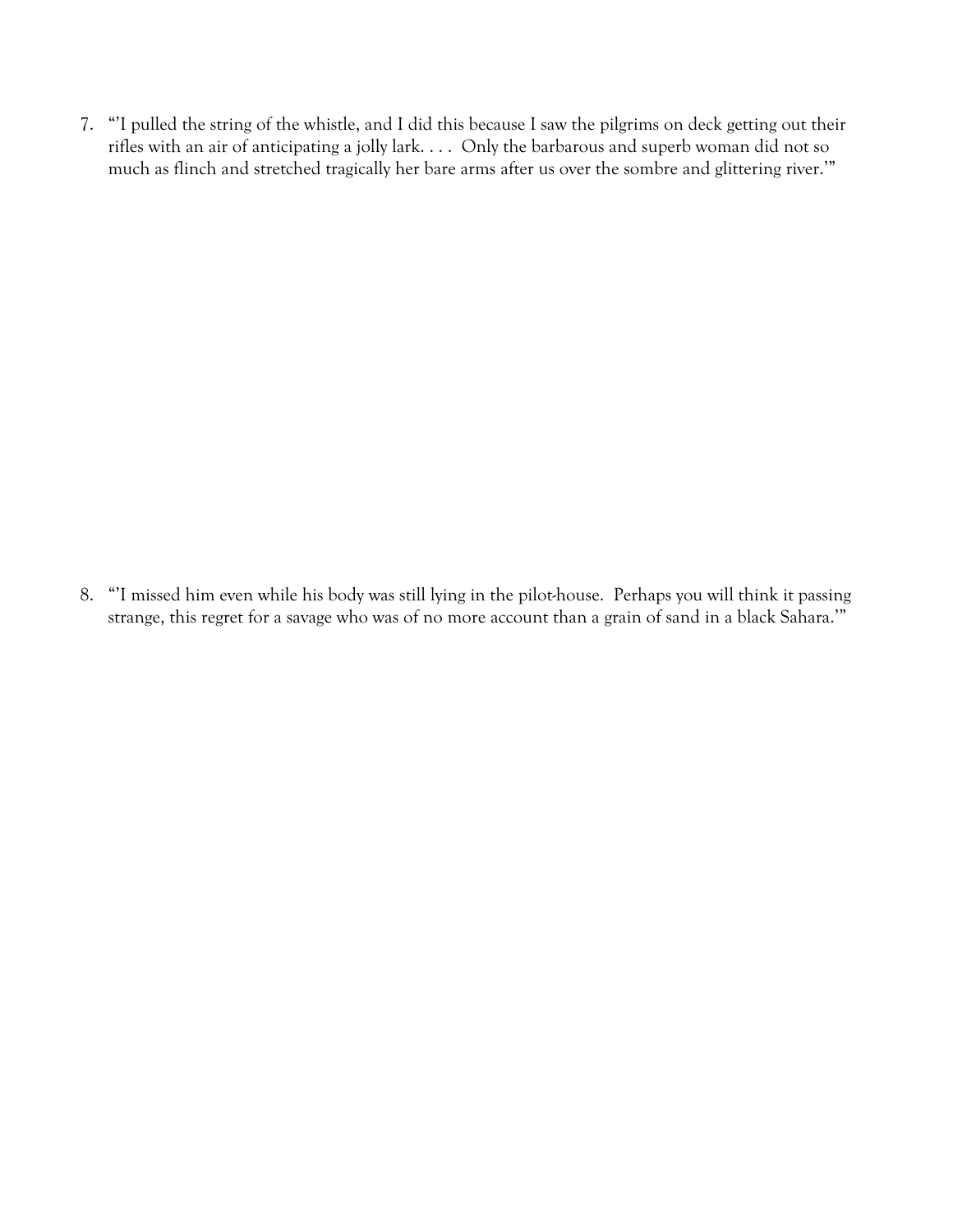7. "'I pulled the string of the whistle, and I did this because I saw the pilgrims on deck getting out their rifles with an air of anticipating a jolly lark. . . . Only the barbarous and superb woman did not so much as flinch and stretched tragically her bare arms after us over the sombre and glittering river.'"

8. "'I missed him even while his body was still lying in the pilot-house. Perhaps you will think it passing strange, this regret for a savage who was of no more account than a grain of sand in a black Sahara.'"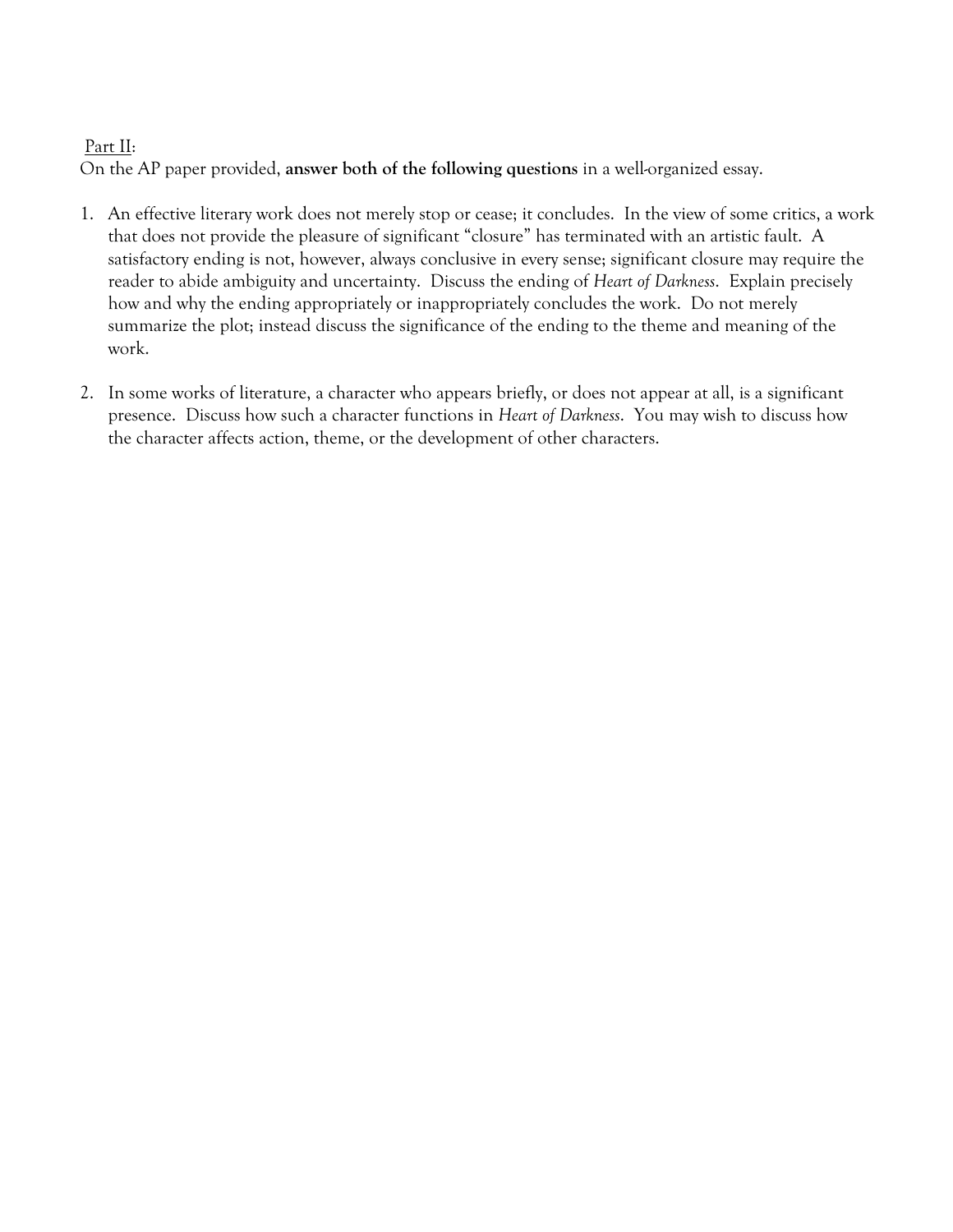<u>Part II</u>:
On the AP paper provided, **answer both of the following questions** in a well-organized essay.

1. An effective literary work does not merely stop or cease; it concludes. In the view of some critics, a work that does not provide the pleasure of significant "closure" has terminated with an artistic fault. A satisfactory ending is not, however, always conclusive in every sense; significant closure may require the reader to abide ambiguity and uncertainty. Discuss the ending of *Heart of Darkness*. Explain precisely how and why the ending appropriately or inappropriately concludes the work. Do not merely summarize the plot; instead discuss the significance of the ending to the theme and meaning of the work.

2. In some works of literature, a character who appears briefly, or does not appear at all, is a significant presence. Discuss how such a character functions in *Heart of Darkness*. You may wish to discuss how the character affects action, theme, or the development of other characters.